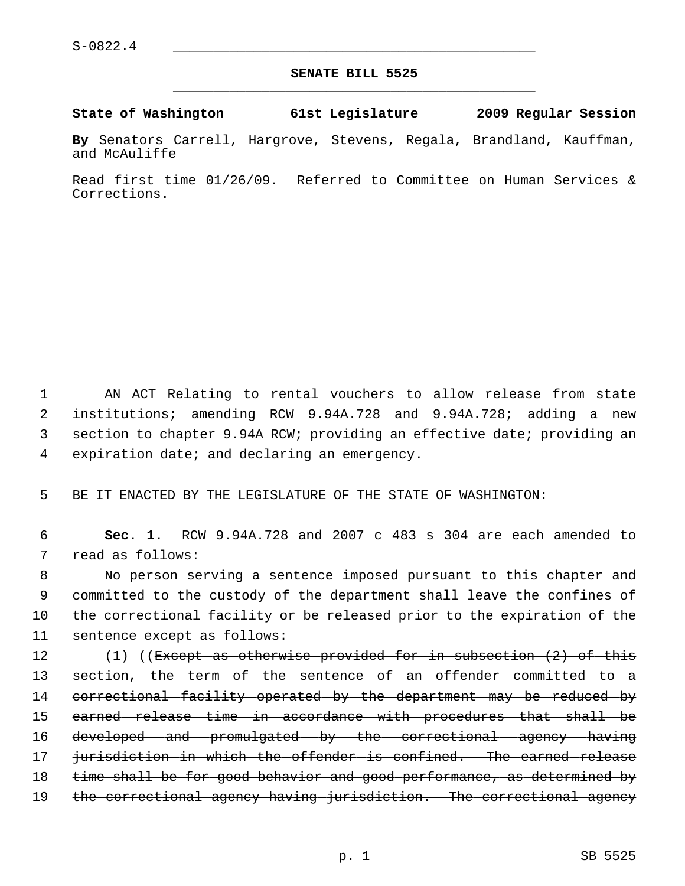S-0822.4

# SENATE BILL 5525

**State of Washington 61st Legislature 2009 Regular Session**

**By** Senators Carrell, Hargrove, Stevens, Regala, Brandland, Kauffman, and McAuliffe

Read first time 01/26/09. Referred to Committee on Human Services & Corrections.

AN ACT Relating to rental vouchers to allow release from state institutions; amending RCW 9.94A.728 and 9.94A.728; adding a new section to chapter 9.94A RCW; providing an effective date; providing an expiration date; and declaring an emergency.

BE IT ENACTED BY THE LEGISLATURE OF THE STATE OF WASHINGTON:

**Sec. 1.** RCW 9.94A.728 and 2007 c 483 s 304 are each amended to read as follows:

No person serving a sentence imposed pursuant to this chapter and committed to the custody of the department shall leave the confines of the correctional facility or be released prior to the expiration of the sentence except as follows:

(1) ((~~Except as otherwise provided for in subsection (2) of this section, the term of the sentence of an offender committed to a correctional facility operated by the department may be reduced by earned release time in accordance with procedures that shall be developed and promulgated by the correctional agency having jurisdiction in which the offender is confined. The earned release time shall be for good behavior and good performance, as determined by the correctional agency having jurisdiction. The correctional agency~~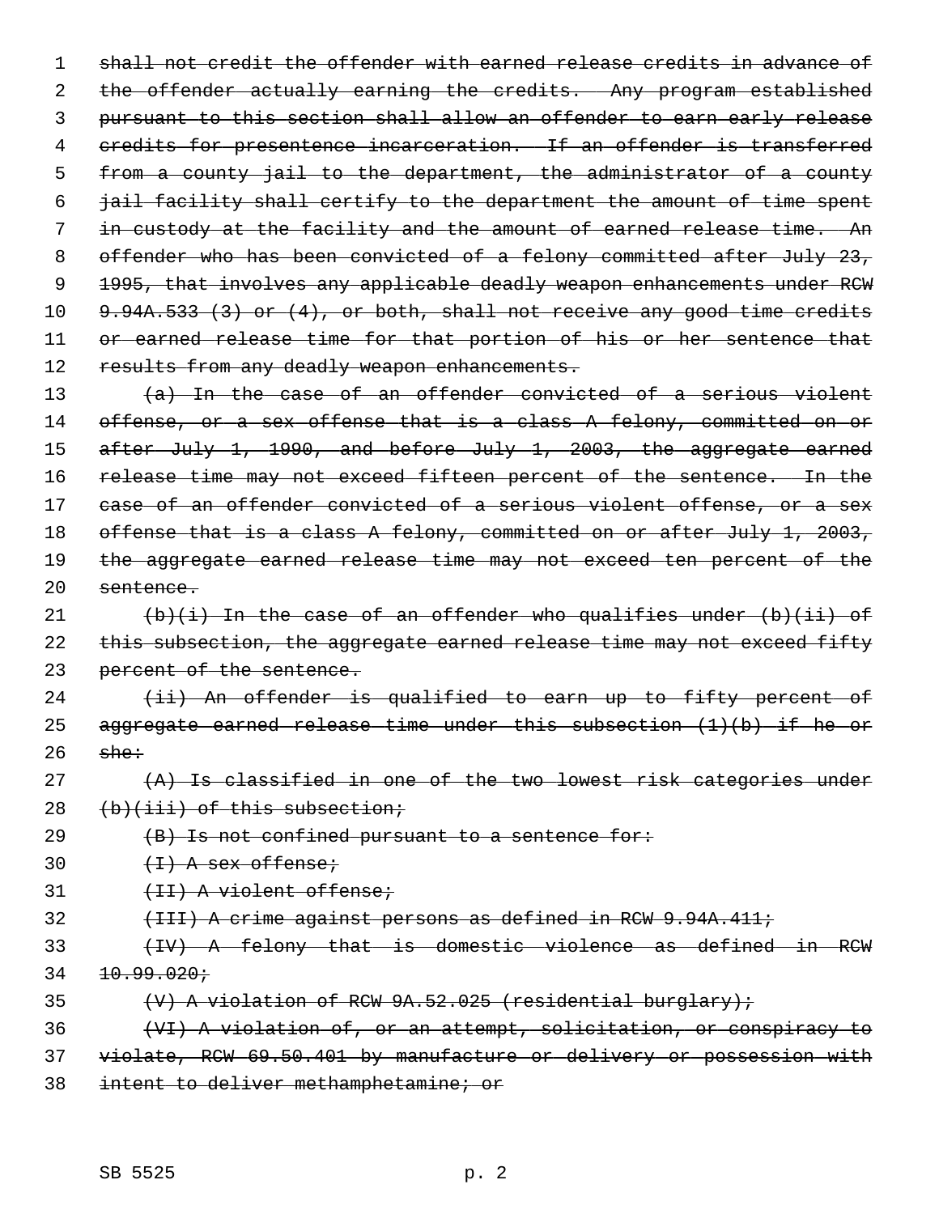~~shall not credit the offender with earned release credits in advance of the offender actually earning the credits. Any program established pursuant to this section shall allow an offender to earn early release credits for presentence incarceration. If an offender is transferred from a county jail to the department, the administrator of a county jail facility shall certify to the department the amount of time spent in custody at the facility and the amount of earned release time. An offender who has been convicted of a felony committed after July 23, 1995, that involves any applicable deadly weapon enhancements under RCW 9.94A.533 (3) or (4), or both, shall not receive any good time credits or earned release time for that portion of his or her sentence that results from any deadly weapon enhancements.~~

~~(a) In the case of an offender convicted of a serious violent offense, or a sex offense that is a class A felony, committed on or after July 1, 1990, and before July 1, 2003, the aggregate earned release time may not exceed fifteen percent of the sentence. In the case of an offender convicted of a serious violent offense, or a sex offense that is a class A felony, committed on or after July 1, 2003, the aggregate earned release time may not exceed ten percent of the sentence.~~

~~(b)(i) In the case of an offender who qualifies under (b)(ii) of this subsection, the aggregate earned release time may not exceed fifty percent of the sentence.~~

~~(ii) An offender is qualified to earn up to fifty percent of aggregate earned release time under this subsection (1)(b) if he or she:~~

~~(A) Is classified in one of the two lowest risk categories under (b)(iii) of this subsection;~~

~~(B) Is not confined pursuant to a sentence for:~~

~~(I) A sex offense;~~

~~(II) A violent offense;~~

~~(III) A crime against persons as defined in RCW 9.94A.411;~~

~~(IV) A felony that is domestic violence as defined in RCW 10.99.020;~~

~~(V) A violation of RCW 9A.52.025 (residential burglary);~~

~~(VI) A violation of, or an attempt, solicitation, or conspiracy to violate, RCW 69.50.401 by manufacture or delivery or possession with intent to deliver methamphetamine; or~~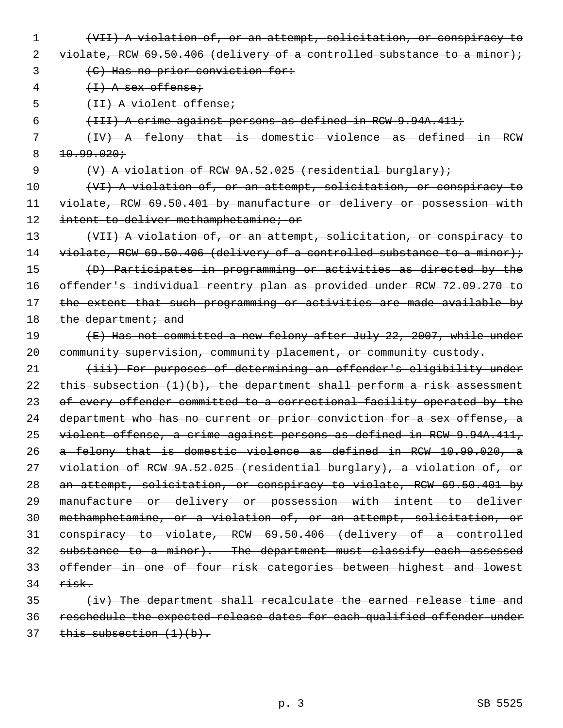~~(VII) A violation of, or an attempt, solicitation, or conspiracy to violate, RCW 69.50.406 (delivery of a controlled substance to a minor);~~

~~(C) Has no prior conviction for:~~

~~(I) A sex offense;~~

~~(II) A violent offense;~~

~~(III) A crime against persons as defined in RCW 9.94A.411;~~

~~(IV) A felony that is domestic violence as defined in RCW 10.99.020;~~

~~(V) A violation of RCW 9A.52.025 (residential burglary);~~

~~(VI) A violation of, or an attempt, solicitation, or conspiracy to violate, RCW 69.50.401 by manufacture or delivery or possession with intent to deliver methamphetamine; or~~

~~(VII) A violation of, or an attempt, solicitation, or conspiracy to violate, RCW 69.50.406 (delivery of a controlled substance to a minor);~~

~~(D) Participates in programming or activities as directed by the offender's individual reentry plan as provided under RCW 72.09.270 to the extent that such programming or activities are made available by the department; and~~

~~(E) Has not committed a new felony after July 22, 2007, while under community supervision, community placement, or community custody.~~

~~(iii) For purposes of determining an offender's eligibility under this subsection (1)(b), the department shall perform a risk assessment of every offender committed to a correctional facility operated by the department who has no current or prior conviction for a sex offense, a violent offense, a crime against persons as defined in RCW 9.94A.411, a felony that is domestic violence as defined in RCW 10.99.020, a violation of RCW 9A.52.025 (residential burglary), a violation of, or an attempt, solicitation, or conspiracy to violate, RCW 69.50.401 by manufacture or delivery or possession with intent to deliver methamphetamine, or a violation of, or an attempt, solicitation, or conspiracy to violate, RCW 69.50.406 (delivery of a controlled substance to a minor). The department must classify each assessed offender in one of four risk categories between highest and lowest risk.~~

~~(iv) The department shall recalculate the earned release time and reschedule the expected release dates for each qualified offender under this subsection (1)(b).~~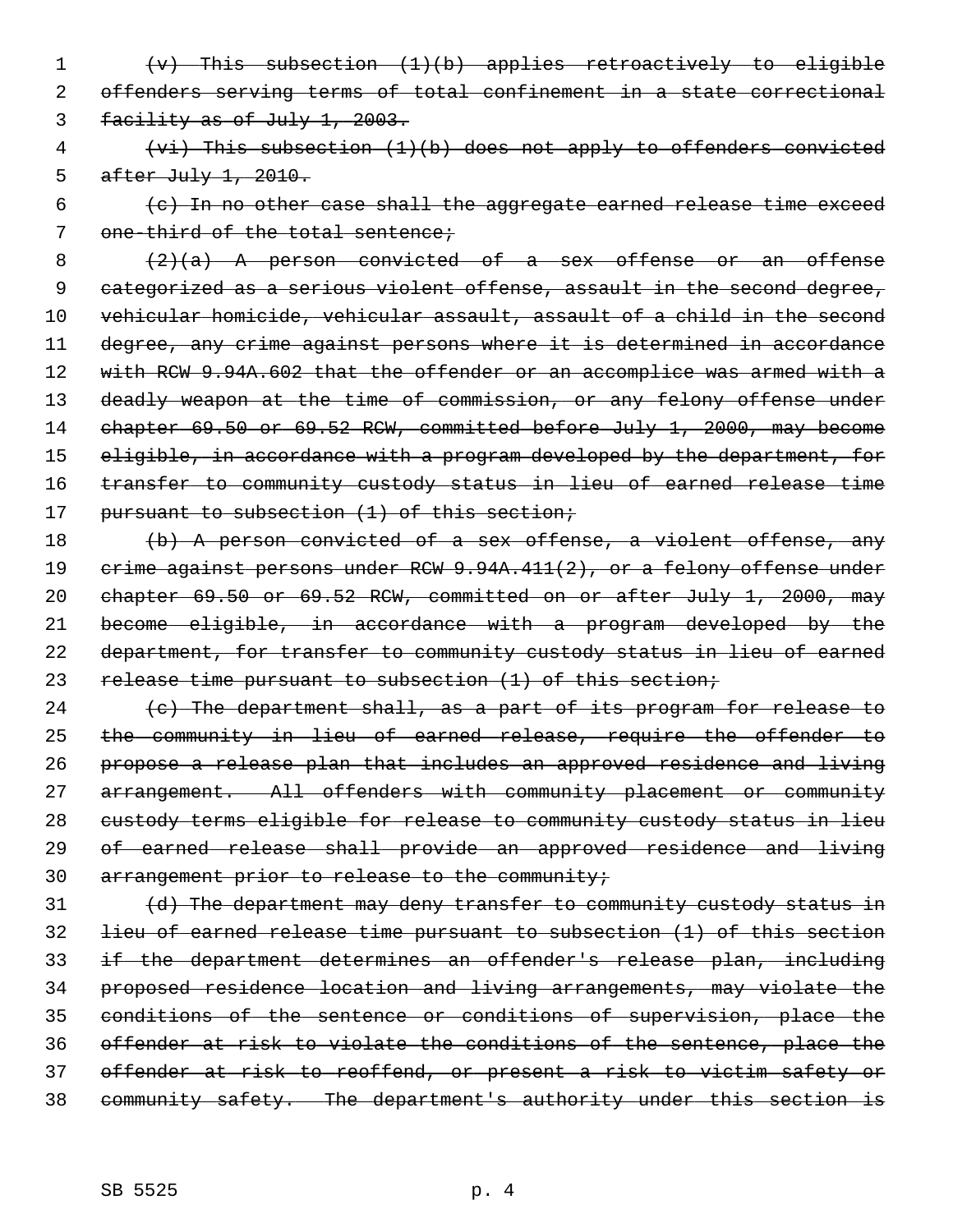~~(v) This subsection (1)(b) applies retroactively to eligible offenders serving terms of total confinement in a state correctional facility as of July 1, 2003.~~

~~(vi) This subsection (1)(b) does not apply to offenders convicted after July 1, 2010.~~

~~(c) In no other case shall the aggregate earned release time exceed one-third of the total sentence;~~

~~(2)(a) A person convicted of a sex offense or an offense categorized as a serious violent offense, assault in the second degree, vehicular homicide, vehicular assault, assault of a child in the second degree, any crime against persons where it is determined in accordance with RCW 9.94A.602 that the offender or an accomplice was armed with a deadly weapon at the time of commission, or any felony offense under chapter 69.50 or 69.52 RCW, committed before July 1, 2000, may become eligible, in accordance with a program developed by the department, for transfer to community custody status in lieu of earned release time pursuant to subsection (1) of this section;~~

~~(b) A person convicted of a sex offense, a violent offense, any crime against persons under RCW 9.94A.411(2), or a felony offense under chapter 69.50 or 69.52 RCW, committed on or after July 1, 2000, may become eligible, in accordance with a program developed by the department, for transfer to community custody status in lieu of earned release time pursuant to subsection (1) of this section;~~

~~(c) The department shall, as a part of its program for release to the community in lieu of earned release, require the offender to propose a release plan that includes an approved residence and living arrangement. All offenders with community placement or community custody terms eligible for release to community custody status in lieu of earned release shall provide an approved residence and living arrangement prior to release to the community;~~

~~(d) The department may deny transfer to community custody status in lieu of earned release time pursuant to subsection (1) of this section if the department determines an offender's release plan, including proposed residence location and living arrangements, may violate the conditions of the sentence or conditions of supervision, place the offender at risk to violate the conditions of the sentence, place the offender at risk to reoffend, or present a risk to victim safety or community safety. The department's authority under this section is~~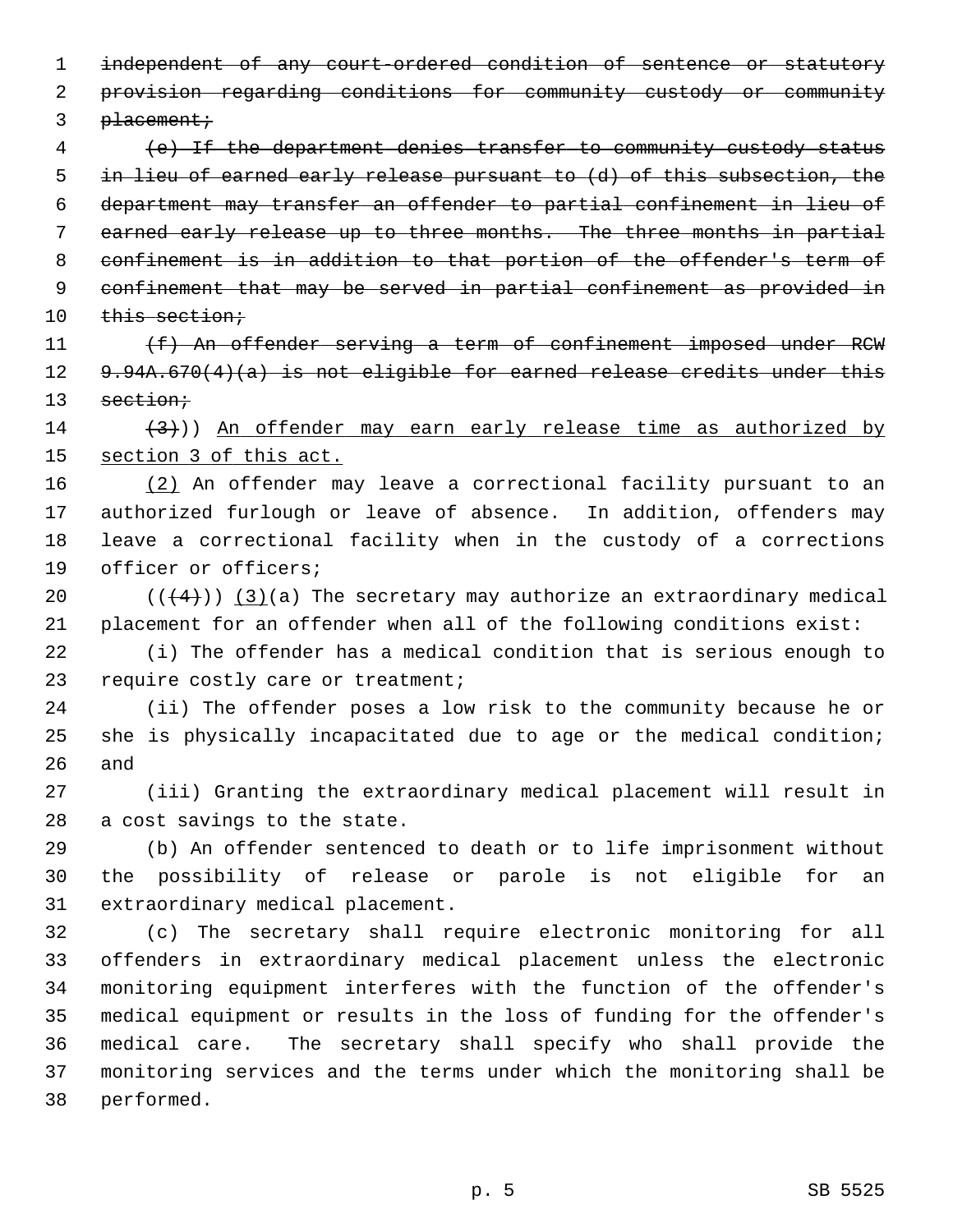~~independent of any court-ordered condition of sentence or statutory provision regarding conditions for community custody or community placement;~~

~~(e) If the department denies transfer to community custody status in lieu of earned early release pursuant to (d) of this subsection, the department may transfer an offender to partial confinement in lieu of earned early release up to three months. The three months in partial confinement is in addition to that portion of the offender's term of confinement that may be served in partial confinement as provided in this section;~~

~~(f) An offender serving a term of confinement imposed under RCW 9.94A.670(4)(a) is not eligible for earned release credits under this section;~~

~~(3)~~)) <u>An offender may earn early release time as authorized by section 3 of this act.</u>

<u>(2)</u> An offender may leave a correctional facility pursuant to an authorized furlough or leave of absence. In addition, offenders may leave a correctional facility when in the custody of a corrections officer or officers;

((~~(4)~~)) <u>(3)</u>(a) The secretary may authorize an extraordinary medical placement for an offender when all of the following conditions exist:

(i) The offender has a medical condition that is serious enough to require costly care or treatment;

(ii) The offender poses a low risk to the community because he or she is physically incapacitated due to age or the medical condition; and

(iii) Granting the extraordinary medical placement will result in a cost savings to the state.

(b) An offender sentenced to death or to life imprisonment without the possibility of release or parole is not eligible for an extraordinary medical placement.

(c) The secretary shall require electronic monitoring for all offenders in extraordinary medical placement unless the electronic monitoring equipment interferes with the function of the offender's medical equipment or results in the loss of funding for the offender's medical care. The secretary shall specify who shall provide the monitoring services and the terms under which the monitoring shall be performed.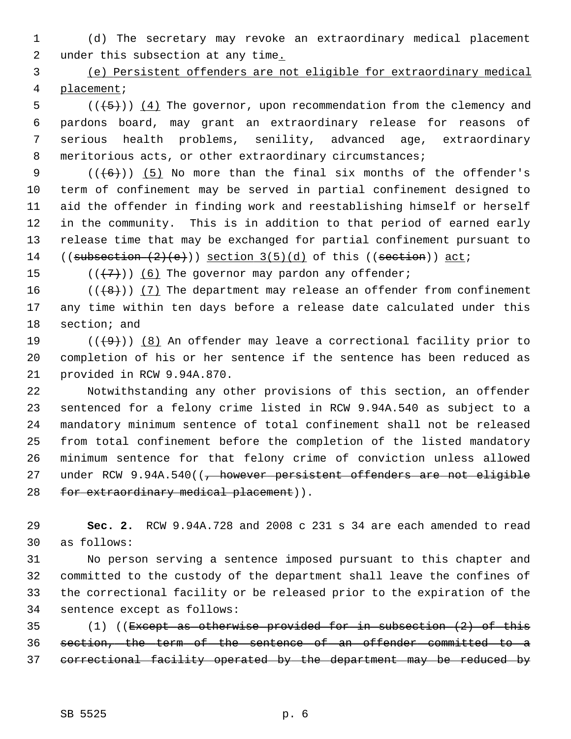(d) The secretary may revoke an extraordinary medical placement under this subsection at any time.

(e) Persistent offenders are not eligible for extraordinary medical placement;

(((5))) (4) The governor, upon recommendation from the clemency and pardons board, may grant an extraordinary release for reasons of serious health problems, senility, advanced age, extraordinary meritorious acts, or other extraordinary circumstances;

(((6))) (5) No more than the final six months of the offender's term of confinement may be served in partial confinement designed to aid the offender in finding work and reestablishing himself or herself in the community. This is in addition to that period of earned early release time that may be exchanged for partial confinement pursuant to ((subsection (2)(e))) section 3(5)(d) of this ((section)) act;

(((7))) (6) The governor may pardon any offender;

(((8))) (7) The department may release an offender from confinement any time within ten days before a release date calculated under this section; and

(((9))) (8) An offender may leave a correctional facility prior to completion of his or her sentence if the sentence has been reduced as provided in RCW 9.94A.870.

Notwithstanding any other provisions of this section, an offender sentenced for a felony crime listed in RCW 9.94A.540 as subject to a mandatory minimum sentence of total confinement shall not be released from total confinement before the completion of the listed mandatory minimum sentence for that felony crime of conviction unless allowed under RCW 9.94A.540((, however persistent offenders are not eligible for extraordinary medical placement)).

**Sec. 2.** RCW 9.94A.728 and 2008 c 231 s 34 are each amended to read as follows:

No person serving a sentence imposed pursuant to this chapter and committed to the custody of the department shall leave the confines of the correctional facility or be released prior to the expiration of the sentence except as follows:

(1) ((Except as otherwise provided for in subsection (2) of this section, the term of the sentence of an offender committed to a correctional facility operated by the department may be reduced by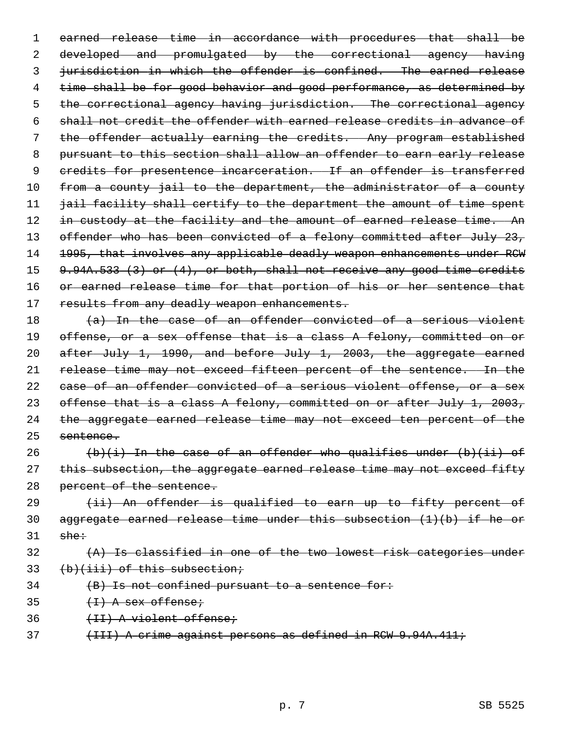~~earned release time in accordance with procedures that shall be developed and promulgated by the correctional agency having jurisdiction in which the offender is confined. The earned release time shall be for good behavior and good performance, as determined by the correctional agency having jurisdiction. The correctional agency shall not credit the offender with earned release credits in advance of the offender actually earning the credits. Any program established pursuant to this section shall allow an offender to earn early release credits for presentence incarceration. If an offender is transferred from a county jail to the department, the administrator of a county jail facility shall certify to the department the amount of time spent in custody at the facility and the amount of earned release time. An offender who has been convicted of a felony committed after July 23, 1995, that involves any applicable deadly weapon enhancements under RCW 9.94A.533 (3) or (4), or both, shall not receive any good time credits or earned release time for that portion of his or her sentence that results from any deadly weapon enhancements.~~

~~(a) In the case of an offender convicted of a serious violent offense, or a sex offense that is a class A felony, committed on or after July 1, 1990, and before July 1, 2003, the aggregate earned release time may not exceed fifteen percent of the sentence. In the case of an offender convicted of a serious violent offense, or a sex offense that is a class A felony, committed on or after July 1, 2003, the aggregate earned release time may not exceed ten percent of the sentence.~~

~~(b)(i) In the case of an offender who qualifies under (b)(ii) of this subsection, the aggregate earned release time may not exceed fifty percent of the sentence.~~

~~(ii) An offender is qualified to earn up to fifty percent of aggregate earned release time under this subsection (1)(b) if he or she:~~

~~(A) Is classified in one of the two lowest risk categories under (b)(iii) of this subsection;~~

~~(B) Is not confined pursuant to a sentence for:~~

~~(I) A sex offense;~~

~~(II) A violent offense;~~

~~(III) A crime against persons as defined in RCW 9.94A.411;~~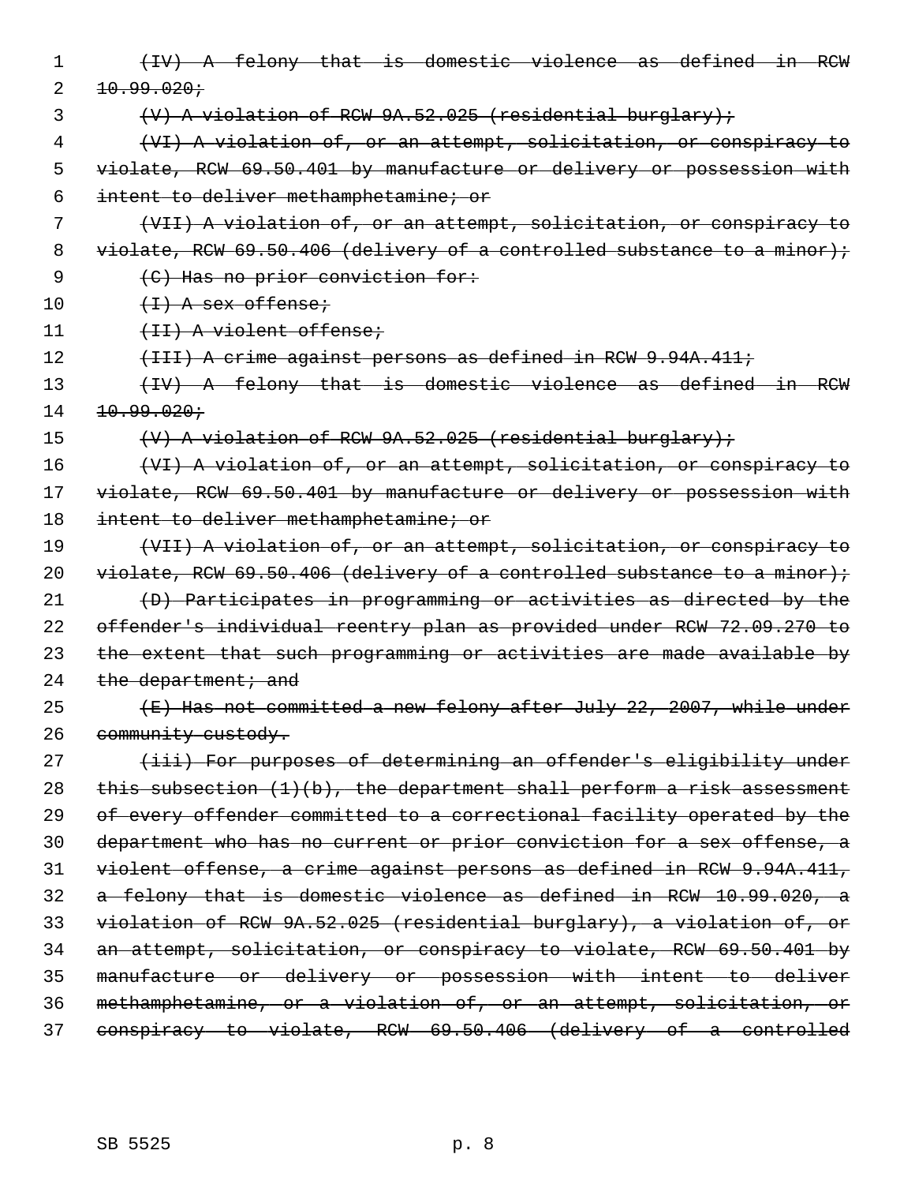~~(IV) A felony that is domestic violence as defined in RCW 10.99.020;~~

~~(V) A violation of RCW 9A.52.025 (residential burglary);~~

~~(VI) A violation of, or an attempt, solicitation, or conspiracy to violate, RCW 69.50.401 by manufacture or delivery or possession with intent to deliver methamphetamine; or~~

~~(VII) A violation of, or an attempt, solicitation, or conspiracy to violate, RCW 69.50.406 (delivery of a controlled substance to a minor);~~

~~(C) Has no prior conviction for:~~

~~(I) A sex offense;~~

~~(II) A violent offense;~~

~~(III) A crime against persons as defined in RCW 9.94A.411;~~

~~(IV) A felony that is domestic violence as defined in RCW 10.99.020;~~

~~(V) A violation of RCW 9A.52.025 (residential burglary);~~

~~(VI) A violation of, or an attempt, solicitation, or conspiracy to violate, RCW 69.50.401 by manufacture or delivery or possession with intent to deliver methamphetamine; or~~

~~(VII) A violation of, or an attempt, solicitation, or conspiracy to violate, RCW 69.50.406 (delivery of a controlled substance to a minor);~~

~~(D) Participates in programming or activities as directed by the offender's individual reentry plan as provided under RCW 72.09.270 to the extent that such programming or activities are made available by the department; and~~

~~(E) Has not committed a new felony after July 22, 2007, while under community custody.~~

~~(iii) For purposes of determining an offender's eligibility under this subsection (1)(b), the department shall perform a risk assessment of every offender committed to a correctional facility operated by the department who has no current or prior conviction for a sex offense, a violent offense, a crime against persons as defined in RCW 9.94A.411, a felony that is domestic violence as defined in RCW 10.99.020, a violation of RCW 9A.52.025 (residential burglary), a violation of, or an attempt, solicitation, or conspiracy to violate, RCW 69.50.401 by manufacture or delivery or possession with intent to deliver methamphetamine, or a violation of, or an attempt, solicitation, or conspiracy to violate, RCW 69.50.406 (delivery of a controlled~~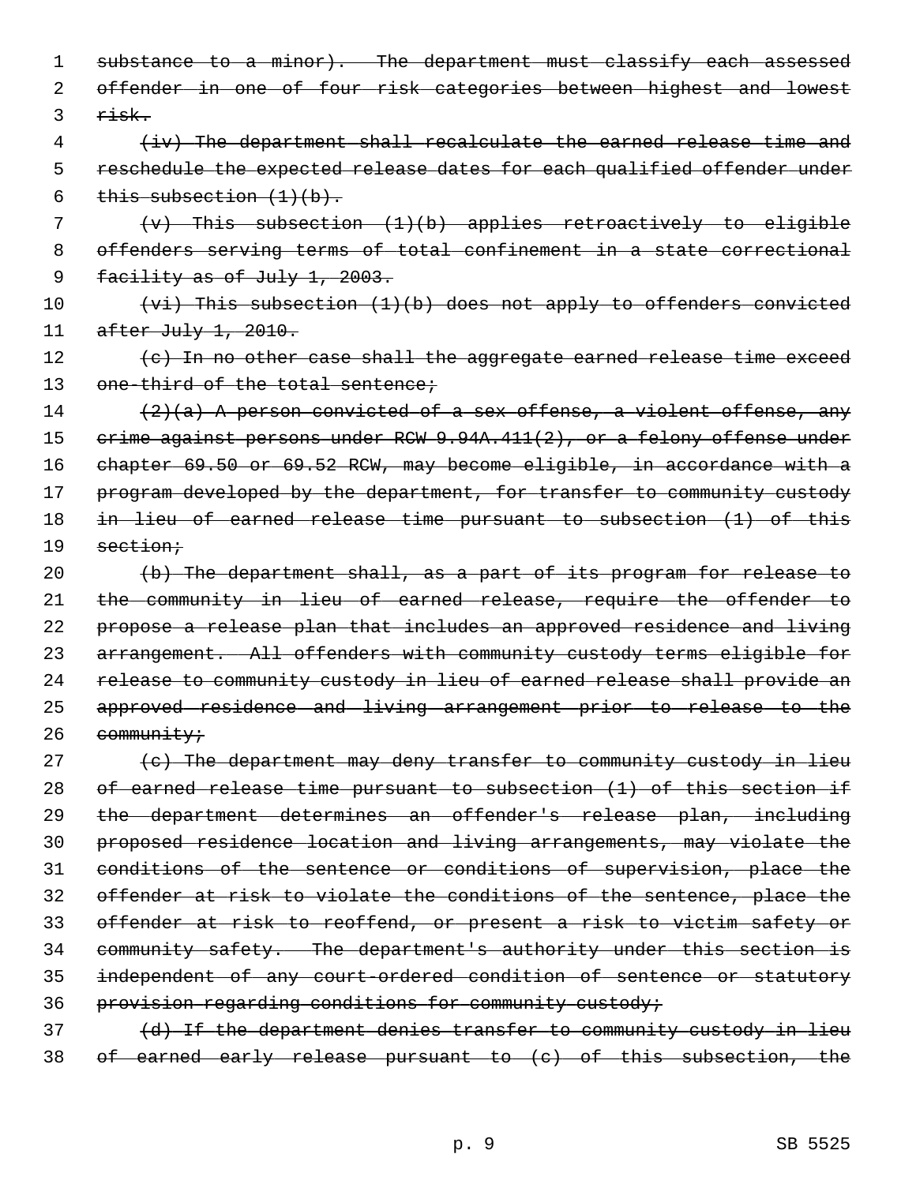~~substance to a minor). The department must classify each assessed offender in one of four risk categories between highest and lowest risk.~~

~~(iv) The department shall recalculate the earned release time and reschedule the expected release dates for each qualified offender under this subsection (1)(b).~~

~~(v) This subsection (1)(b) applies retroactively to eligible offenders serving terms of total confinement in a state correctional facility as of July 1, 2003.~~

~~(vi) This subsection (1)(b) does not apply to offenders convicted after July 1, 2010.~~

~~(c) In no other case shall the aggregate earned release time exceed one-third of the total sentence;~~

~~(2)(a) A person convicted of a sex offense, a violent offense, any crime against persons under RCW 9.94A.411(2), or a felony offense under chapter 69.50 or 69.52 RCW, may become eligible, in accordance with a program developed by the department, for transfer to community custody in lieu of earned release time pursuant to subsection (1) of this section;~~

~~(b) The department shall, as a part of its program for release to the community in lieu of earned release, require the offender to propose a release plan that includes an approved residence and living arrangement. All offenders with community custody terms eligible for release to community custody in lieu of earned release shall provide an approved residence and living arrangement prior to release to the community;~~

~~(c) The department may deny transfer to community custody in lieu of earned release time pursuant to subsection (1) of this section if the department determines an offender's release plan, including proposed residence location and living arrangements, may violate the conditions of the sentence or conditions of supervision, place the offender at risk to violate the conditions of the sentence, place the offender at risk to reoffend, or present a risk to victim safety or community safety. The department's authority under this section is independent of any court-ordered condition of sentence or statutory provision regarding conditions for community custody;~~

~~(d) If the department denies transfer to community custody in lieu of earned early release pursuant to (c) of this subsection, the~~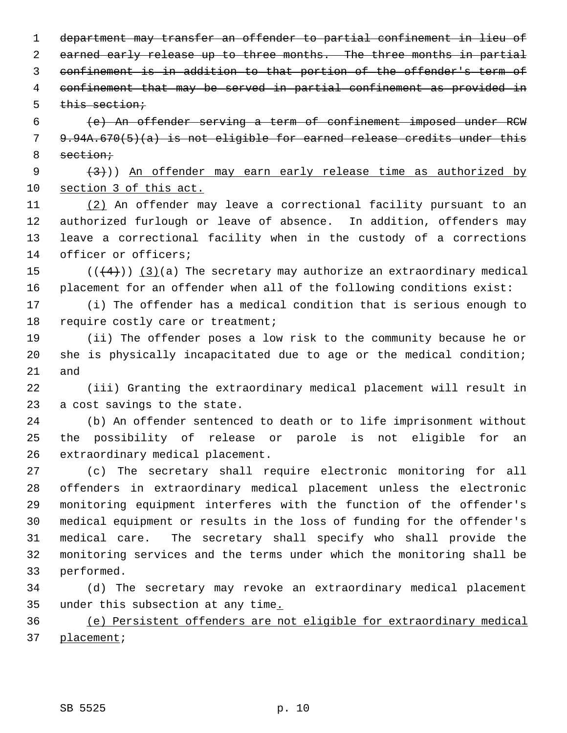~~department may transfer an offender to partial confinement in lieu of earned early release up to three months. The three months in partial confinement is in addition to that portion of the offender's term of confinement that may be served in partial confinement as provided in this section;~~

~~(e) An offender serving a term of confinement imposed under RCW 9.94A.670(5)(a) is not eligible for earned release credits under this section;~~

~~(3)~~)) <u>An offender may earn early release time as authorized by section 3 of this act.</u>

<u>(2)</u> An offender may leave a correctional facility pursuant to an authorized furlough or leave of absence. In addition, offenders may leave a correctional facility when in the custody of a corrections officer or officers;

((~~(4)~~)) <u>(3)</u>(a) The secretary may authorize an extraordinary medical placement for an offender when all of the following conditions exist:

(i) The offender has a medical condition that is serious enough to require costly care or treatment;

(ii) The offender poses a low risk to the community because he or she is physically incapacitated due to age or the medical condition; and

(iii) Granting the extraordinary medical placement will result in a cost savings to the state.

(b) An offender sentenced to death or to life imprisonment without the possibility of release or parole is not eligible for an extraordinary medical placement.

(c) The secretary shall require electronic monitoring for all offenders in extraordinary medical placement unless the electronic monitoring equipment interferes with the function of the offender's medical equipment or results in the loss of funding for the offender's medical care. The secretary shall specify who shall provide the monitoring services and the terms under which the monitoring shall be performed.

(d) The secretary may revoke an extraordinary medical placement under this subsection at any time<u>.</u>

<u>(e) Persistent offenders are not eligible for extraordinary medical placement</u>;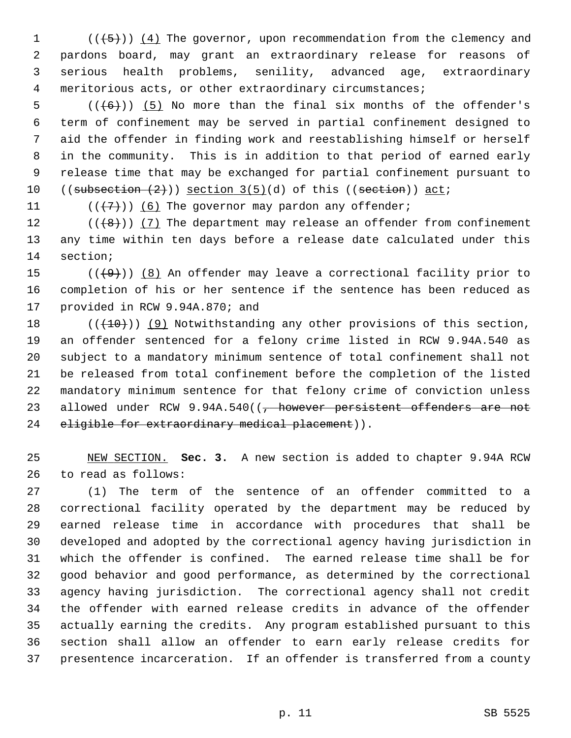((~~(5)~~)) <u>(4)</u> The governor, upon recommendation from the clemency and pardons board, may grant an extraordinary release for reasons of serious health problems, senility, advanced age, extraordinary meritorious acts, or other extraordinary circumstances;

((~~(6)~~)) <u>(5)</u> No more than the final six months of the offender's term of confinement may be served in partial confinement designed to aid the offender in finding work and reestablishing himself or herself in the community. This is in addition to that period of earned early release time that may be exchanged for partial confinement pursuant to ((~~subsection (2)~~)) <u>section 3(5)</u>(d) of this ((~~section~~)) <u>act</u>;

((~~(7)~~)) <u>(6)</u> The governor may pardon any offender;

((~~(8)~~)) <u>(7)</u> The department may release an offender from confinement any time within ten days before a release date calculated under this section;

((~~(9)~~)) <u>(8)</u> An offender may leave a correctional facility prior to completion of his or her sentence if the sentence has been reduced as provided in RCW 9.94A.870; and

((~~(10)~~)) <u>(9)</u> Notwithstanding any other provisions of this section, an offender sentenced for a felony crime listed in RCW 9.94A.540 as subject to a mandatory minimum sentence of total confinement shall not be released from total confinement before the completion of the listed mandatory minimum sentence for that felony crime of conviction unless allowed under RCW 9.94A.540((~~, however persistent offenders are not eligible for extraordinary medical placement~~)).

<u>NEW SECTION.</u> **Sec. 3.** A new section is added to chapter 9.94A RCW to read as follows:

(1) The term of the sentence of an offender committed to a correctional facility operated by the department may be reduced by earned release time in accordance with procedures that shall be developed and adopted by the correctional agency having jurisdiction in which the offender is confined. The earned release time shall be for good behavior and good performance, as determined by the correctional agency having jurisdiction. The correctional agency shall not credit the offender with earned release credits in advance of the offender actually earning the credits. Any program established pursuant to this section shall allow an offender to earn early release credits for presentence incarceration. If an offender is transferred from a county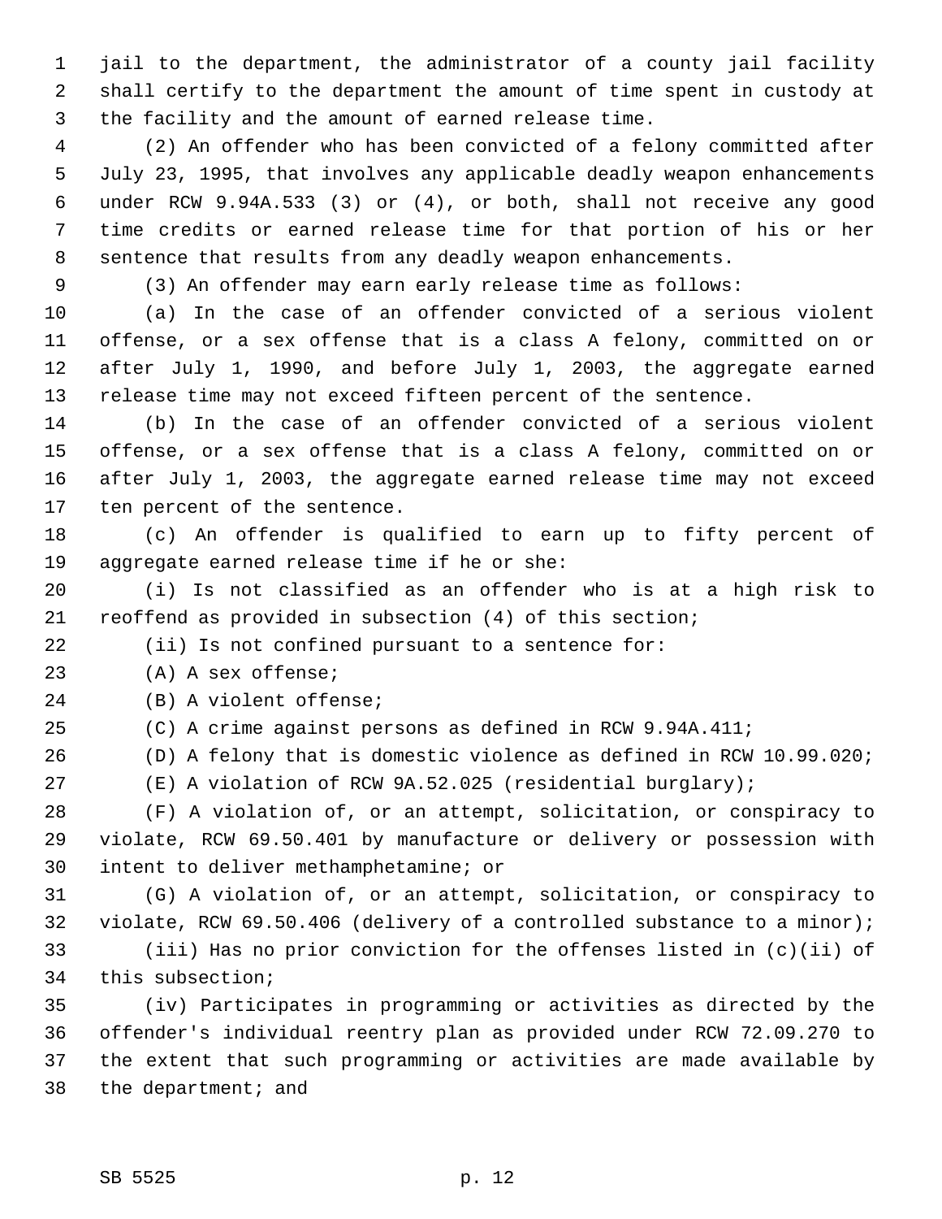jail to the department, the administrator of a county jail facility shall certify to the department the amount of time spent in custody at the facility and the amount of earned release time.

(2) An offender who has been convicted of a felony committed after July 23, 1995, that involves any applicable deadly weapon enhancements under RCW 9.94A.533 (3) or (4), or both, shall not receive any good time credits or earned release time for that portion of his or her sentence that results from any deadly weapon enhancements.

(3) An offender may earn early release time as follows:

(a) In the case of an offender convicted of a serious violent offense, or a sex offense that is a class A felony, committed on or after July 1, 1990, and before July 1, 2003, the aggregate earned release time may not exceed fifteen percent of the sentence.

(b) In the case of an offender convicted of a serious violent offense, or a sex offense that is a class A felony, committed on or after July 1, 2003, the aggregate earned release time may not exceed ten percent of the sentence.

(c) An offender is qualified to earn up to fifty percent of aggregate earned release time if he or she:

(i) Is not classified as an offender who is at a high risk to reoffend as provided in subsection (4) of this section;

(ii) Is not confined pursuant to a sentence for:

(A) A sex offense;

(B) A violent offense;

(C) A crime against persons as defined in RCW 9.94A.411;

(D) A felony that is domestic violence as defined in RCW 10.99.020;

(E) A violation of RCW 9A.52.025 (residential burglary);

(F) A violation of, or an attempt, solicitation, or conspiracy to violate, RCW 69.50.401 by manufacture or delivery or possession with intent to deliver methamphetamine; or

(G) A violation of, or an attempt, solicitation, or conspiracy to violate, RCW 69.50.406 (delivery of a controlled substance to a minor);

(iii) Has no prior conviction for the offenses listed in (c)(ii) of this subsection;

(iv) Participates in programming or activities as directed by the offender's individual reentry plan as provided under RCW 72.09.270 to the extent that such programming or activities are made available by the department; and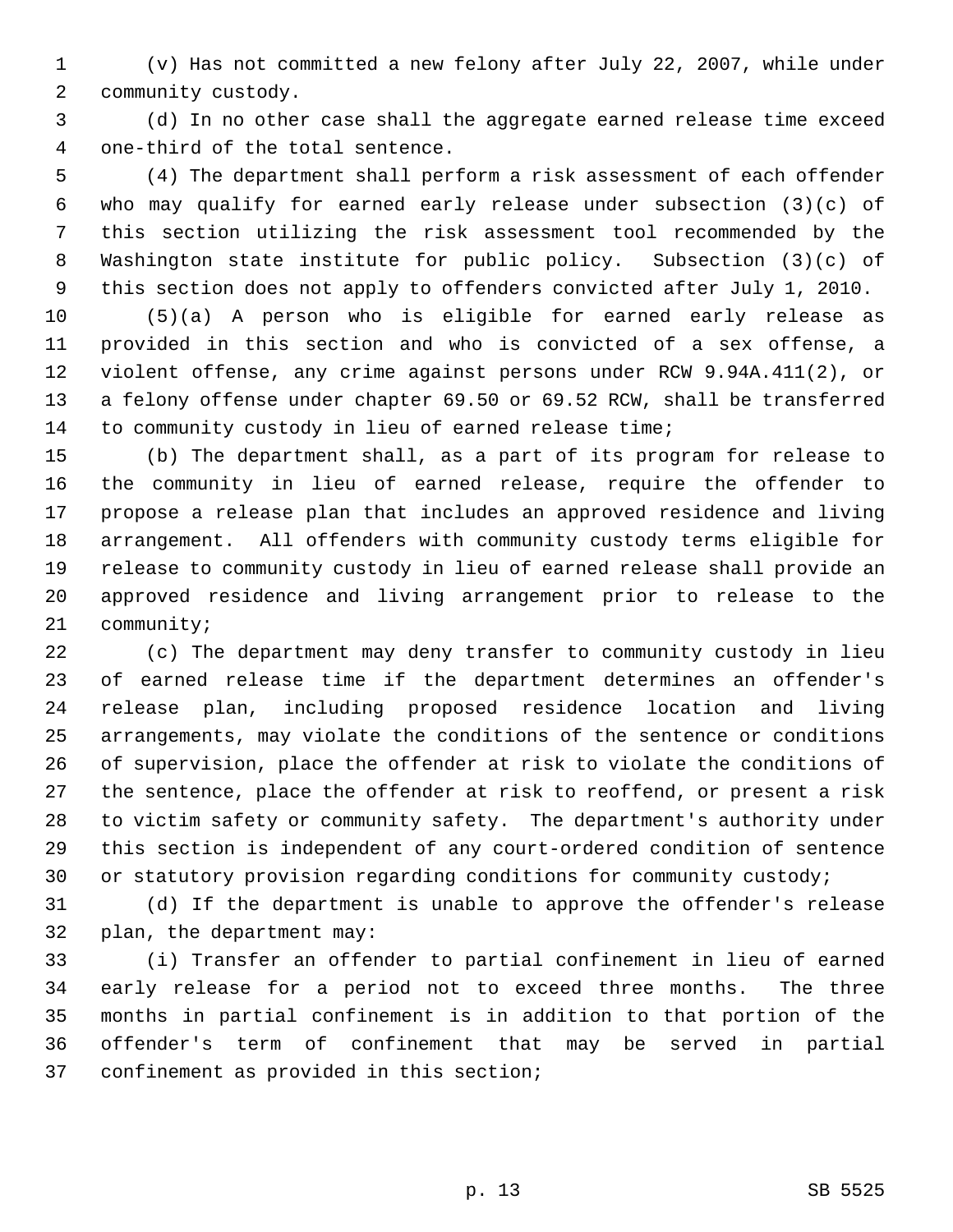(v) Has not committed a new felony after July 22, 2007, while under community custody.

(d) In no other case shall the aggregate earned release time exceed one-third of the total sentence.

(4) The department shall perform a risk assessment of each offender who may qualify for earned early release under subsection (3)(c) of this section utilizing the risk assessment tool recommended by the Washington state institute for public policy. Subsection (3)(c) of this section does not apply to offenders convicted after July 1, 2010.

(5)(a) A person who is eligible for earned early release as provided in this section and who is convicted of a sex offense, a violent offense, any crime against persons under RCW 9.94A.411(2), or a felony offense under chapter 69.50 or 69.52 RCW, shall be transferred to community custody in lieu of earned release time;

(b) The department shall, as a part of its program for release to the community in lieu of earned release, require the offender to propose a release plan that includes an approved residence and living arrangement. All offenders with community custody terms eligible for release to community custody in lieu of earned release shall provide an approved residence and living arrangement prior to release to the community;

(c) The department may deny transfer to community custody in lieu of earned release time if the department determines an offender's release plan, including proposed residence location and living arrangements, may violate the conditions of the sentence or conditions of supervision, place the offender at risk to violate the conditions of the sentence, place the offender at risk to reoffend, or present a risk to victim safety or community safety. The department's authority under this section is independent of any court-ordered condition of sentence or statutory provision regarding conditions for community custody;

(d) If the department is unable to approve the offender's release plan, the department may:

(i) Transfer an offender to partial confinement in lieu of earned early release for a period not to exceed three months. The three months in partial confinement is in addition to that portion of the offender's term of confinement that may be served in partial confinement as provided in this section;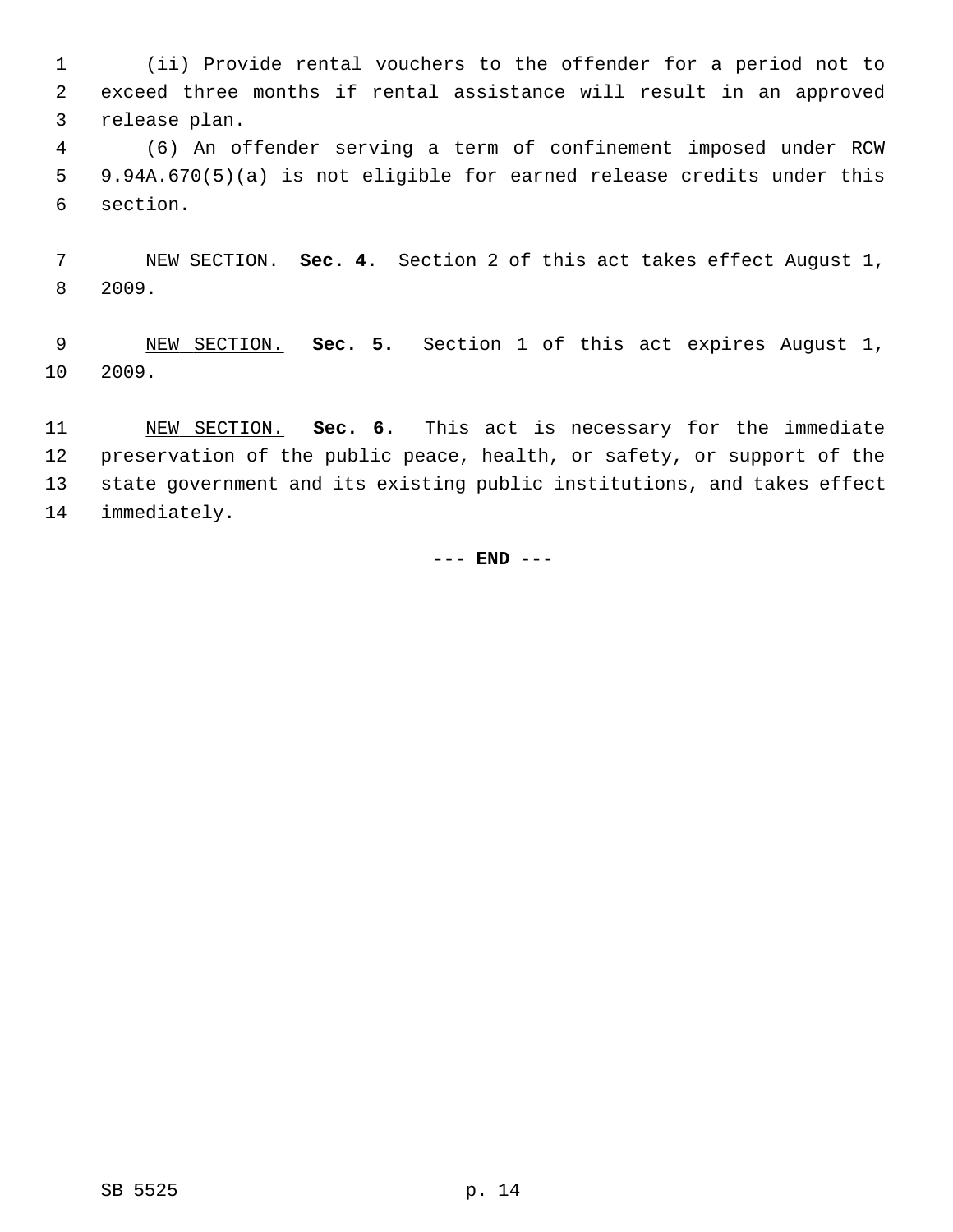(ii) Provide rental vouchers to the offender for a period not to exceed three months if rental assistance will result in an approved release plan.

(6) An offender serving a term of confinement imposed under RCW 9.94A.670(5)(a) is not eligible for earned release credits under this section.

NEW SECTION. **Sec. 4.** Section 2 of this act takes effect August 1, 2009.

NEW SECTION. **Sec. 5.** Section 1 of this act expires August 1, 2009.

NEW SECTION. **Sec. 6.** This act is necessary for the immediate preservation of the public peace, health, or safety, or support of the state government and its existing public institutions, and takes effect immediately.

**--- END ---**